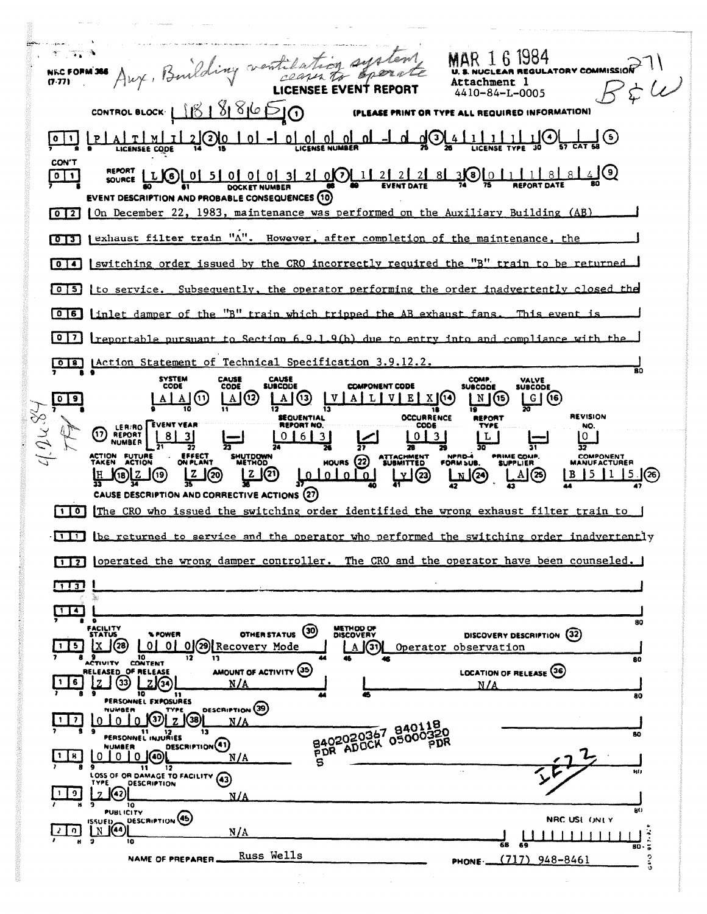NRC FORM 366 (7-77)

Aux. Building ventilation system ceases to operate

MAR 16 1984

U. S. NUCLEAR REGULATORY COMMISSION

Attachment 1

4410-84-L-0005

B&W

# LICENSEE EVENT REPORT

CONTROL BLOCK: 118865 (1) (PLEASE PRINT OR TYPE ALL REQUIRED INFORMATION)

| 0 | 1 | P A T M I 2 (2) | 0 0 - 0 0 0 0 0 - 0 0 (3) | 4 1 1 1 1 (4) | (5) |
|---|---|---|---|---|---|
| | | LICENSEE CODE | LICENSE NUMBER | LICENSE TYPE | CAT |

CON'T

| 0 1 | REPORT SOURCE | L (6) | 0 5 0 0 0 3 2 0 (7) | 1 2 2 2 8 3 (8) | 0 1 1 8 8 4 (9) |
|---|---|---|---|---|---|
| | | | DOCKET NUMBER | EVENT DATE | REPORT DATE |

EVENT DESCRIPTION AND PROBABLE CONSEQUENCES (10)

On December 22, 1983, maintenance was performed on the Auxiliary Building (AB) exhaust filter train "A". However, after completion of the maintenance, the switching order issued by the CRO incorrectly required the "B" train to be returned to service. Subsequently, the operator performing the order inadvertently closed the inlet damper of the "B" train which tripped the AB exhaust fans. This event is reportable pursuant to Section 6.9.1.9(b) due to entry into and compliance with the Action Statement of Technical Specification 3.9.12.2.

| SYSTEM CODE | CAUSE CODE | CAUSE SUBCODE | COMPONENT CODE | COMP. SUBCODE | VALVE SUBCODE |
|---|---|---|---|---|---|
| A A (11) | A (12) | A (13) | V A L V E X (14) | N (15) | G (16) |

| (17) LER/RO REPORT NUMBER | EVENT YEAR | | SEQUENTIAL REPORT NO. | | OCCURRENCE CODE | REPORT TYPE | | REVISION NO. |
|---|---|---|---|---|---|---|---|---|
| | 8 3 | — | 0 6 3 | / | 0 3 | L | — | 0 |

| ACTION TAKEN | FUTURE ACTION | EFFECT ON PLANT | SHUTDOWN METHOD | HOURS (22) | ATTACHMENT SUBMITTED | NPRD-4 FORM SUB. | PRIME COMP. SUPPLIER | COMPONENT MANUFACTURER |
|---|---|---|---|---|---|---|---|---|
| H (18) | Z (19) | Z (20) | Z (21) | 0 0 0 0 | Y (23) | N (24) | A (25) | B 5 1 5 (26) |

4.26.84 TH

CAUSE DESCRIPTION AND CORRECTIVE ACTIONS (27)

The CRO who issued the switching order identified the wrong exhaust filter train to be returned to service and the operator who performed the switching order inadvertently operated the wrong damper controller. The CRO and the operator have been counseled.

| FACILITY STATUS | % POWER | OTHER STATUS (30) | METHOD OF DISCOVERY | DISCOVERY DESCRIPTION (32) |
|---|---|---|---|---|
| X (28) | 0 0 0 (29) | Recovery Mode | A (31) | Operator observation |

| ACTIVITY RELEASED | CONTENT OF RELEASE | AMOUNT OF ACTIVITY (35) | LOCATION OF RELEASE (36) |
|---|---|---|---|
| Z (33) | Z (34) | N/A | N/A |

PERSONNEL EXPOSURES

| NUMBER | TYPE | DESCRIPTION (39) |
|---|---|---|
| 0 0 0 (37) | Z (38) | N/A |

PERSONNEL INJURIES

| NUMBER | DESCRIPTION (41) |
|---|---|
| 0 0 0 (40) | N/A |

8402020367 840118 PDR ADOCK 05000320 S PDR

LOSS OF OR DAMAGE TO FACILITY (43)

| TYPE | DESCRIPTION |
|---|---|
| Z (42) | N/A |

PUBLICITY

| ISSUED | DESCRIPTION (45) |
|---|---|
| N (44) | N/A |

NRC USE ONLY

IE22

NAME OF PREPARER: Russ Wells PHONE: (717) 948-8461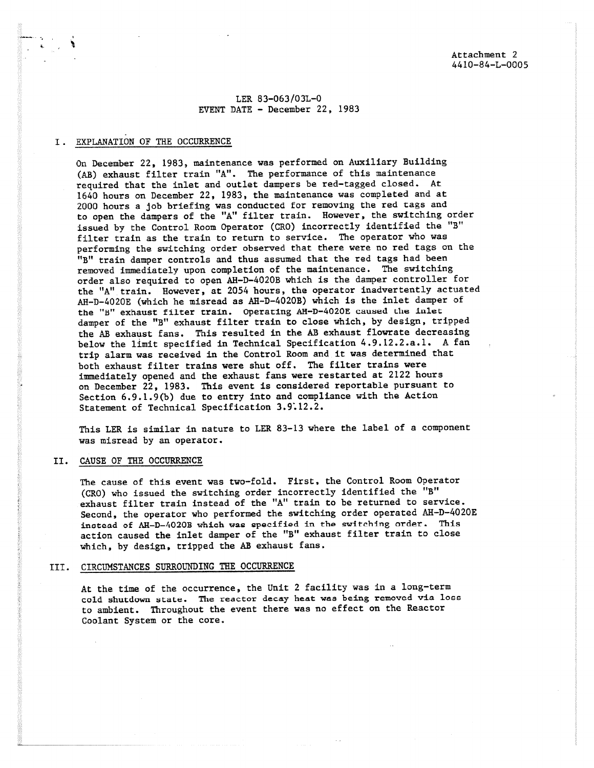Attachment 2
4410-84-L-0005

LER 83-063/03L-0
EVENT DATE - December 22, 1983

## I. EXPLANATION OF THE OCCURRENCE

On December 22, 1983, maintenance was performed on Auxiliary Building (AB) exhaust filter train "A". The performance of this maintenance required that the inlet and outlet dampers be red-tagged closed. At 1640 hours on December 22, 1983, the maintenance was completed and at 2000 hours a job briefing was conducted for removing the red tags and to open the dampers of the "A" filter train. However, the switching order issued by the Control Room Operator (CRO) incorrectly identified the "B" filter train as the train to return to service. The operator who was performing the switching order observed that there were no red tags on the "B" train damper controls and thus assumed that the red tags had been removed immediately upon completion of the maintenance. The switching order also required to open AH-D-4020B which is the damper controller for the "A" train. However, at 2054 hours, the operator inadvertently actuated AH-D-4020E (which he misread as AH-D-4020B) which is the inlet damper of the "B" exhaust filter train. Operating AH-D-4020E caused the inlet damper of the "B" exhaust filter train to close which, by design, tripped the AB exhaust fans. This resulted in the AB exhaust flowrate decreasing below the limit specified in Technical Specification 4.9.12.2.a.1. A fan trip alarm was received in the Control Room and it was determined that both exhaust filter trains were shut off. The filter trains were immediately opened and the exhaust fans were restarted at 2122 hours on December 22, 1983. This event is considered reportable pursuant to Section 6.9.1.9(b) due to entry into and compliance with the Action Statement of Technical Specification 3.9.12.2.

This LER is similar in nature to LER 83-13 where the label of a component was misread by an operator.

## II. CAUSE OF THE OCCURRENCE

The cause of this event was two-fold. First, the Control Room Operator (CRO) who issued the switching order incorrectly identified the "B" exhaust filter train instead of the "A" train to be returned to service. Second, the operator who performed the switching order operated AH-D-4020E instead of AH-D-4020B which was specified in the switching order. This action caused the inlet damper of the "B" exhaust filter train to close which, by design, tripped the AB exhaust fans.

## III. CIRCUMSTANCES SURROUNDING THE OCCURRENCE

At the time of the occurrence, the Unit 2 facility was in a long-term cold shutdown state. The reactor decay heat was being removed via loss to ambient. Throughout the event there was no effect on the Reactor Coolant System or the core.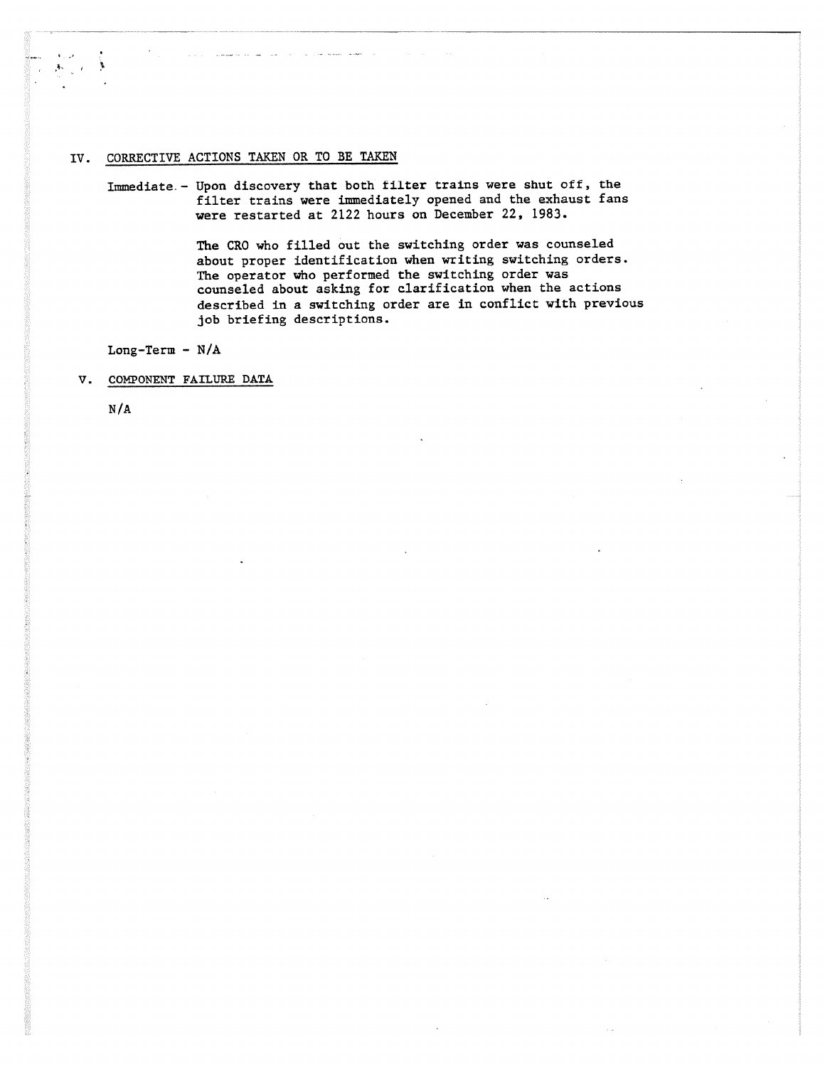## IV. CORRECTIVE ACTIONS TAKEN OR TO BE TAKEN

Immediate - Upon discovery that both filter trains were shut off, the filter trains were immediately opened and the exhaust fans were restarted at 2122 hours on December 22, 1983.

The CRO who filled out the switching order was counseled about proper identification when writing switching orders. The operator who performed the switching order was counseled about asking for clarification when the actions described in a switching order are in conflict with previous job briefing descriptions.

Long-Term - N/A

## V. COMPONENT FAILURE DATA

N/A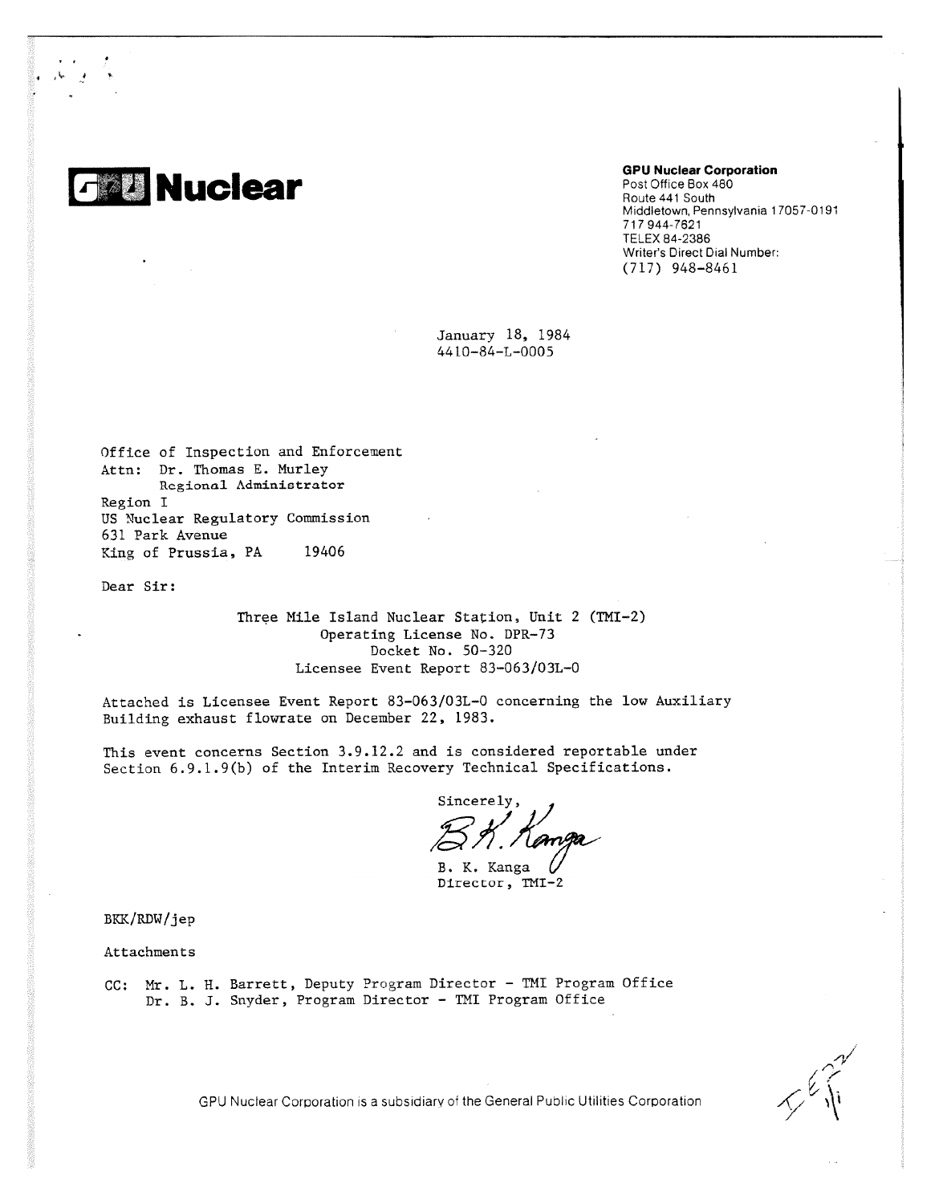**GPU Nuclear**

**GPU Nuclear Corporation**
Post Office Box 480
Route 441 South
Middletown, Pennsylvania 17057-0191
717 944-7621
TELEX 84-2386
Writer's Direct Dial Number:
(717) 948-8461

January 18, 1984
4410-84-L-0005

Office of Inspection and Enforcement
Attn: Dr. Thomas E. Murley
Regional Administrator
Region I
US Nuclear Regulatory Commission
631 Park Avenue
King of Prussia, PA 19406

Dear Sir:

Three Mile Island Nuclear Station, Unit 2 (TMI-2)
Operating License No. DPR-73
Docket No. 50-320
Licensee Event Report 83-063/03L-0

Attached is Licensee Event Report 83-063/03L-0 concerning the low Auxiliary Building exhaust flowrate on December 22, 1983.

This event concerns Section 3.9.12.2 and is considered reportable under Section 6.9.1.9(b) of the Interim Recovery Technical Specifications.

Sincerely,

B. K. Kanga
Director, TMI-2

BKK/RDW/jep

Attachments

CC: Mr. L. H. Barrett, Deputy Program Director - TMI Program Office
Dr. B. J. Snyder, Program Director - TMI Program Office

GPU Nuclear Corporation is a subsidiary of the General Public Utilities Corporation